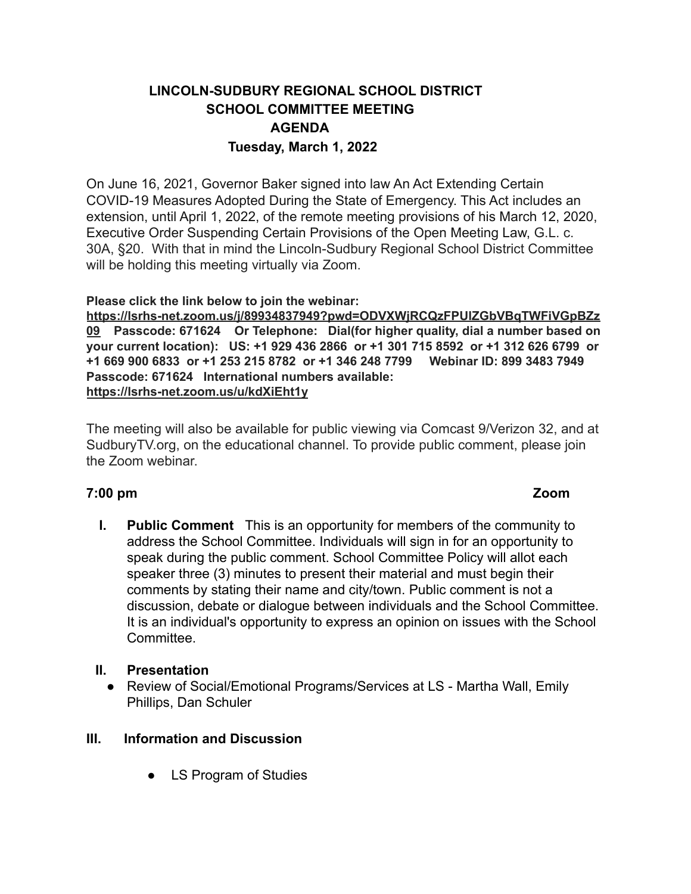# LINCOLN-SUDBURY REGIONAL SCHOOL DISTRICT
## SCHOOL COMMITTEE MEETING
## AGENDA
### Tuesday, March 1, 2022

On June 16, 2021, Governor Baker signed into law An Act Extending Certain COVID-19 Measures Adopted During the State of Emergency. This Act includes an extension, until April 1, 2022, of the remote meeting provisions of his March 12, 2020, Executive Order Suspending Certain Provisions of the Open Meeting Law, G.L. c. 30A, §20. With that in mind the Lincoln-Sudbury Regional School District Committee will be holding this meeting virtually via Zoom.

**Please click the link below to join the webinar:**
**https://lsrhs-net.zoom.us/j/89934837949?pwd=ODVXWjRCQzFPUlZGbVBqTWFiVGpBZz09 Passcode: 671624 Or Telephone: Dial(for higher quality, dial a number based on your current location): US: +1 929 436 2866 or +1 301 715 8592 or +1 312 626 6799 or +1 669 900 6833 or +1 253 215 8782 or +1 346 248 7799 Webinar ID: 899 3483 7949 Passcode: 671624 International numbers available: https://lsrhs-net.zoom.us/u/kdXiEht1y**

The meeting will also be available for public viewing via Comcast 9/Verizon 32, and at SudburyTV.org, on the educational channel. To provide public comment, please join the Zoom webinar.

**7:00 pm** **Zoom**

I. **Public Comment** This is an opportunity for members of the community to address the School Committee. Individuals will sign in for an opportunity to speak during the public comment. School Committee Policy will allot each speaker three (3) minutes to present their material and must begin their comments by stating their name and city/town. Public comment is not a discussion, debate or dialogue between individuals and the School Committee. It is an individual's opportunity to express an opinion on issues with the School Committee.

II. **Presentation**
   - Review of Social/Emotional Programs/Services at LS - Martha Wall, Emily Phillips, Dan Schuler

III. **Information and Discussion**
   - LS Program of Studies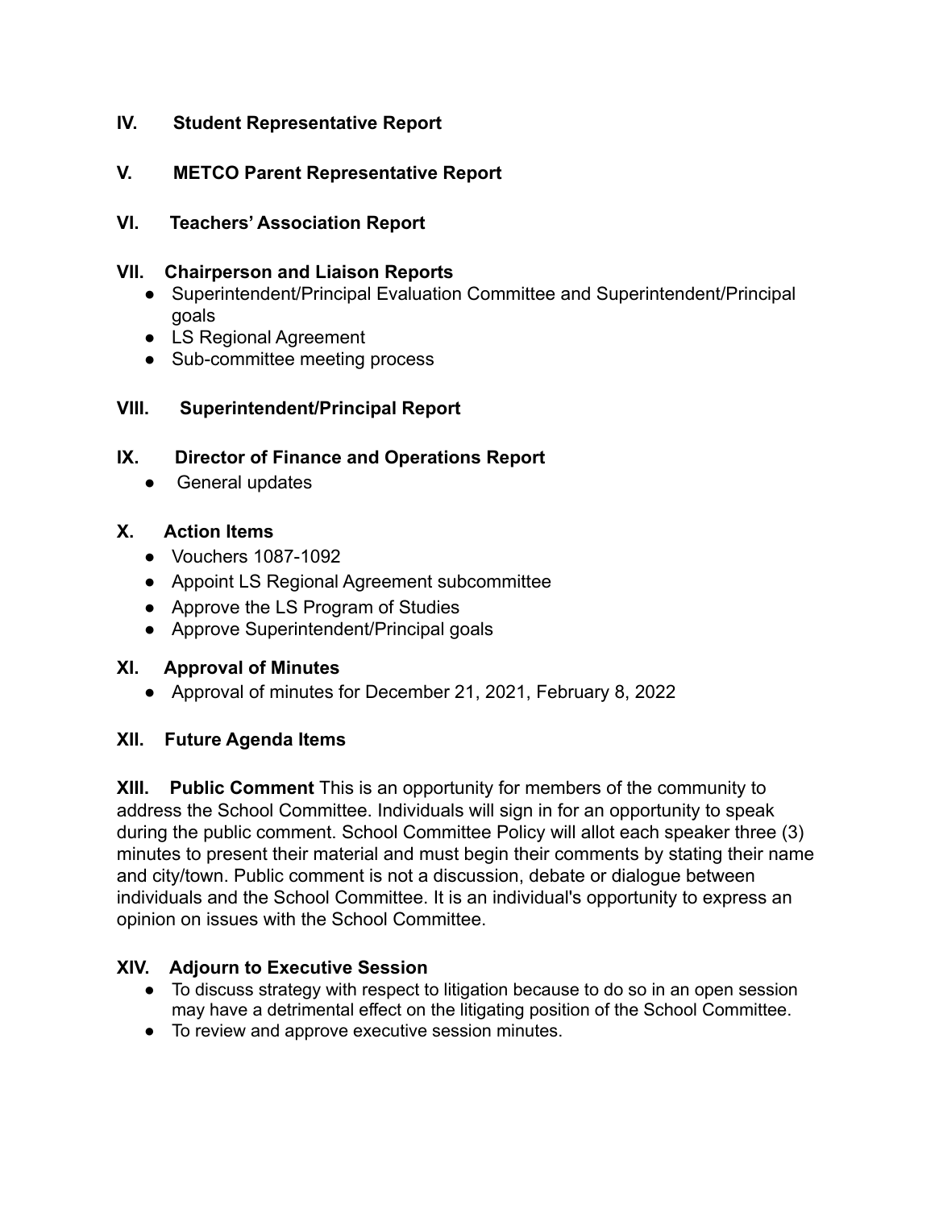**IV. Student Representative Report**

**V. METCO Parent Representative Report**

**VI. Teachers' Association Report**

**VII. Chairperson and Liaison Reports**

- Superintendent/Principal Evaluation Committee and Superintendent/Principal goals
- LS Regional Agreement
- Sub-committee meeting process

**VIII. Superintendent/Principal Report**

**IX. Director of Finance and Operations Report**

- General updates

**X. Action Items**

- Vouchers 1087-1092
- Appoint LS Regional Agreement subcommittee
- Approve the LS Program of Studies
- Approve Superintendent/Principal goals

**XI. Approval of Minutes**

- Approval of minutes for December 21, 2021, February 8, 2022

**XII. Future Agenda Items**

**XIII. Public Comment** This is an opportunity for members of the community to address the School Committee. Individuals will sign in for an opportunity to speak during the public comment. School Committee Policy will allot each speaker three (3) minutes to present their material and must begin their comments by stating their name and city/town. Public comment is not a discussion, debate or dialogue between individuals and the School Committee. It is an individual's opportunity to express an opinion on issues with the School Committee.

**XIV. Adjourn to Executive Session**

- To discuss strategy with respect to litigation because to do so in an open session may have a detrimental effect on the litigating position of the School Committee.
- To review and approve executive session minutes.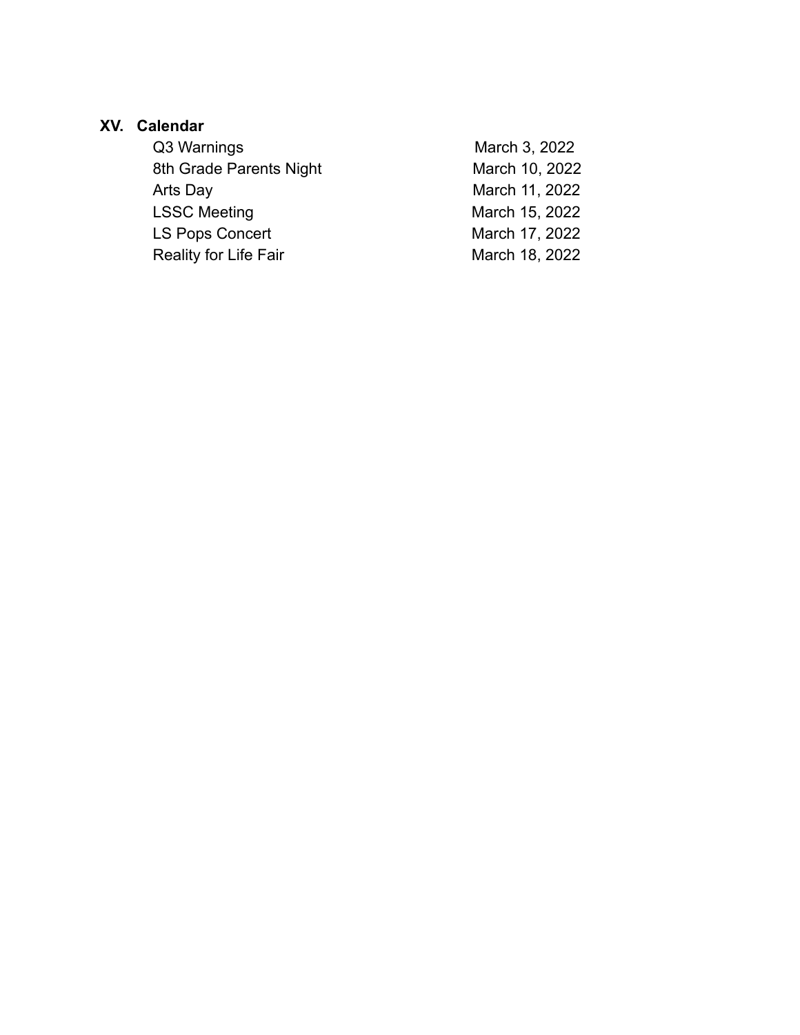## XV. Calendar

| | |
|---|---|
| Q3 Warnings | March 3, 2022 |
| 8th Grade Parents Night | March 10, 2022 |
| Arts Day | March 11, 2022 |
| LSSC Meeting | March 15, 2022 |
| LS Pops Concert | March 17, 2022 |
| Reality for Life Fair | March 18, 2022 |